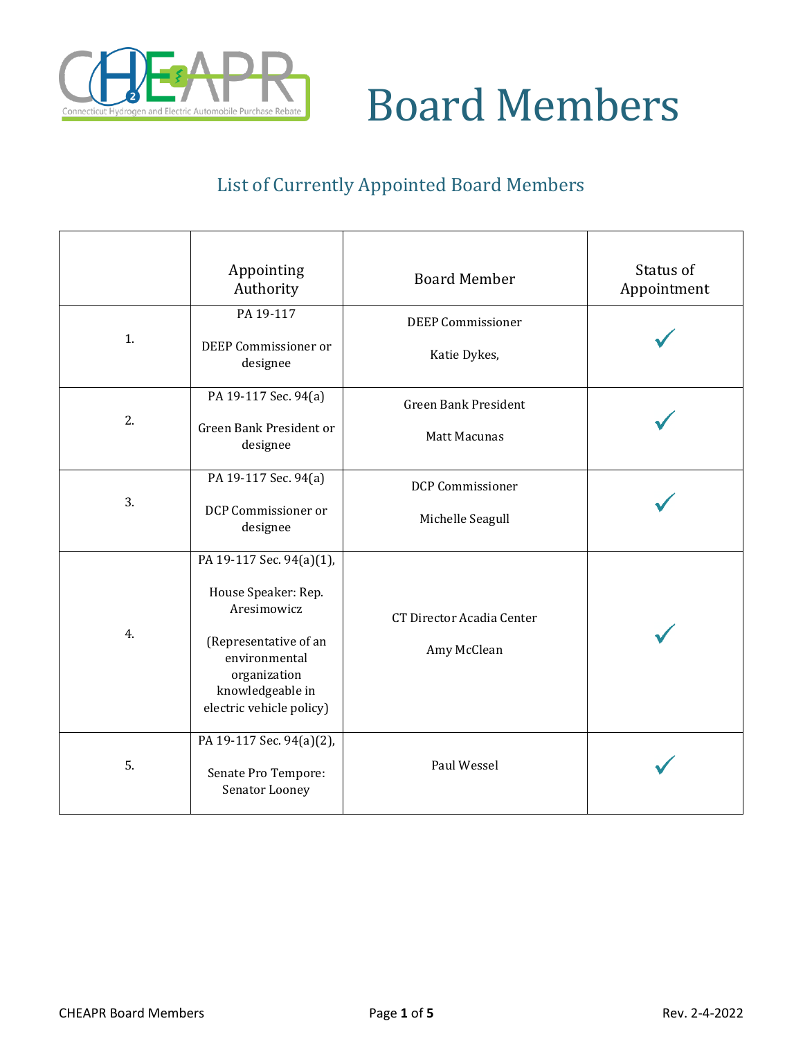# Board Members

## List of Currently Appointed Board Members

| | Appointing Authority | Board Member | Status of Appointment |
|---|---|---|---|
| 1. | PA 19-117<br><br>DEEP Commissioner or designee | DEEP Commissioner<br><br>Katie Dykes, | ✓ |
| 2. | PA 19-117 Sec. 94(a)<br><br>Green Bank President or designee | Green Bank President<br><br>Matt Macunas | ✓ |
| 3. | PA 19-117 Sec. 94(a)<br><br>DCP Commissioner or designee | DCP Commissioner<br><br>Michelle Seagull | ✓ |
| 4. | PA 19-117 Sec. 94(a)(1),<br><br>House Speaker: Rep. Aresimowicz<br><br>(Representative of an environmental organization knowledgeable in electric vehicle policy) | CT Director Acadia Center<br><br>Amy McClean | ✓ |
| 5. | PA 19-117 Sec. 94(a)(2),<br><br>Senate Pro Tempore: Senator Looney | Paul Wessel | ✓ |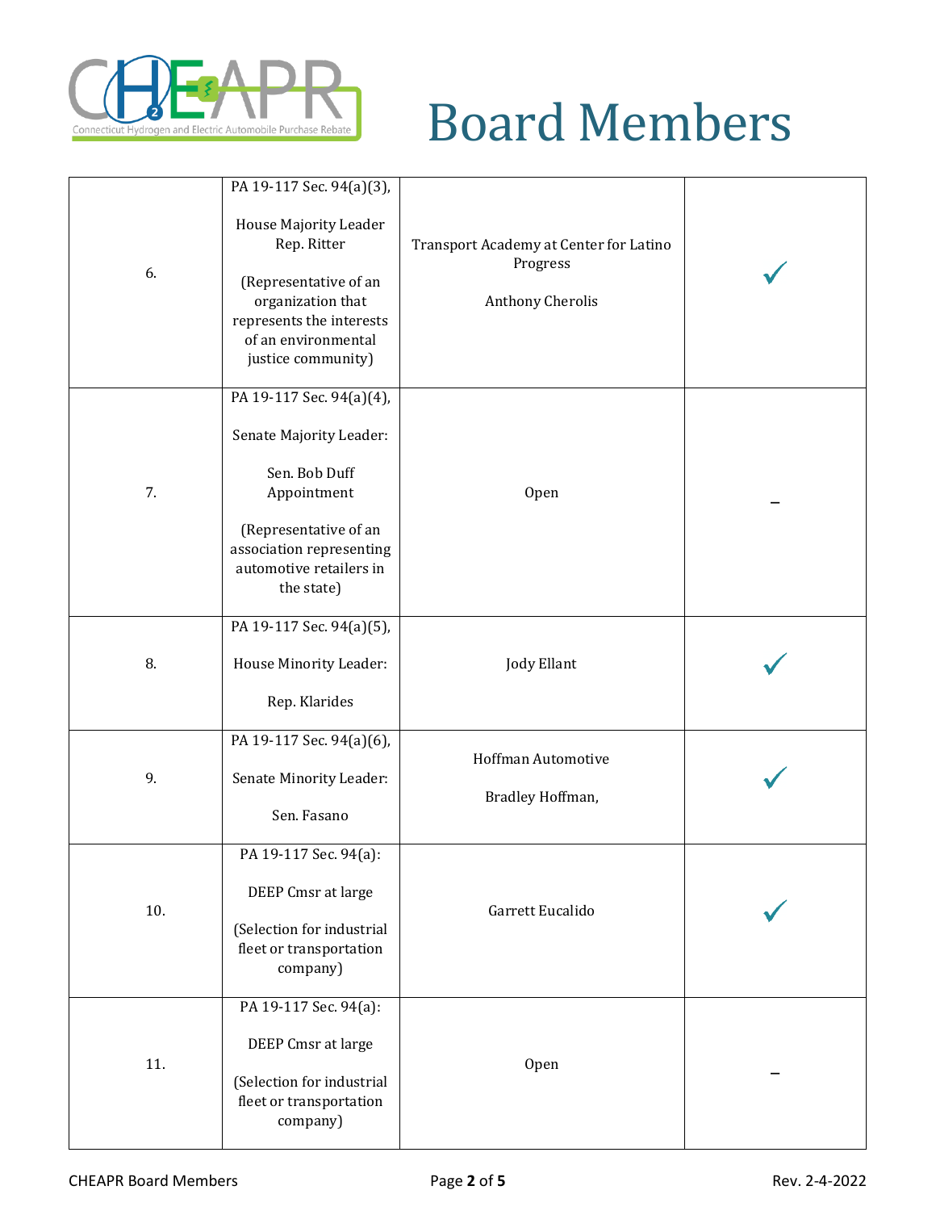# Board Members

| | | | |
|---|---|---|---|
| 6. | PA 19-117 Sec. 94(a)(3),<br><br>House Majority Leader Rep. Ritter<br><br>(Representative of an organization that represents the interests of an environmental justice community) | Transport Academy at Center for Latino Progress<br><br>Anthony Cherolis | ✓ |
| 7. | PA 19-117 Sec. 94(a)(4),<br><br>Senate Majority Leader:<br><br>Sen. Bob Duff Appointment<br><br>(Representative of an association representing automotive retailers in the state) | Open | – |
| 8. | PA 19-117 Sec. 94(a)(5),<br><br>House Minority Leader:<br><br>Rep. Klarides | Jody Ellant | ✓ |
| 9. | PA 19-117 Sec. 94(a)(6),<br><br>Senate Minority Leader:<br><br>Sen. Fasano | Hoffman Automotive<br><br>Bradley Hoffman, | ✓ |
| 10. | PA 19-117 Sec. 94(a):<br><br>DEEP Cmsr at large<br><br>(Selection for industrial fleet or transportation company) | Garrett Eucalido | ✓ |
| 11. | PA 19-117 Sec. 94(a):<br><br>DEEP Cmsr at large<br><br>(Selection for industrial fleet or transportation company) | Open | – |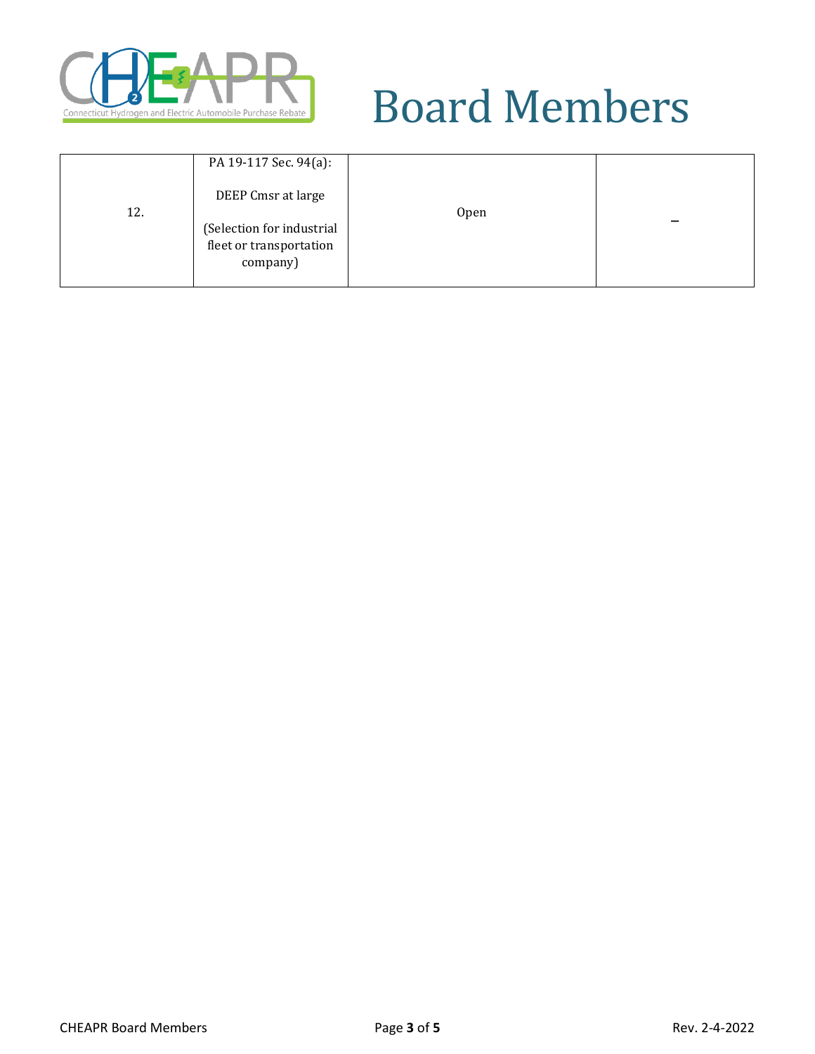# Board Members

| 12. | PA 19-117 Sec. 94(a):<br><br>DEEP Cmsr at large<br><br>(Selection for industrial fleet or transportation company) | Open | – |
|---|---|---|---|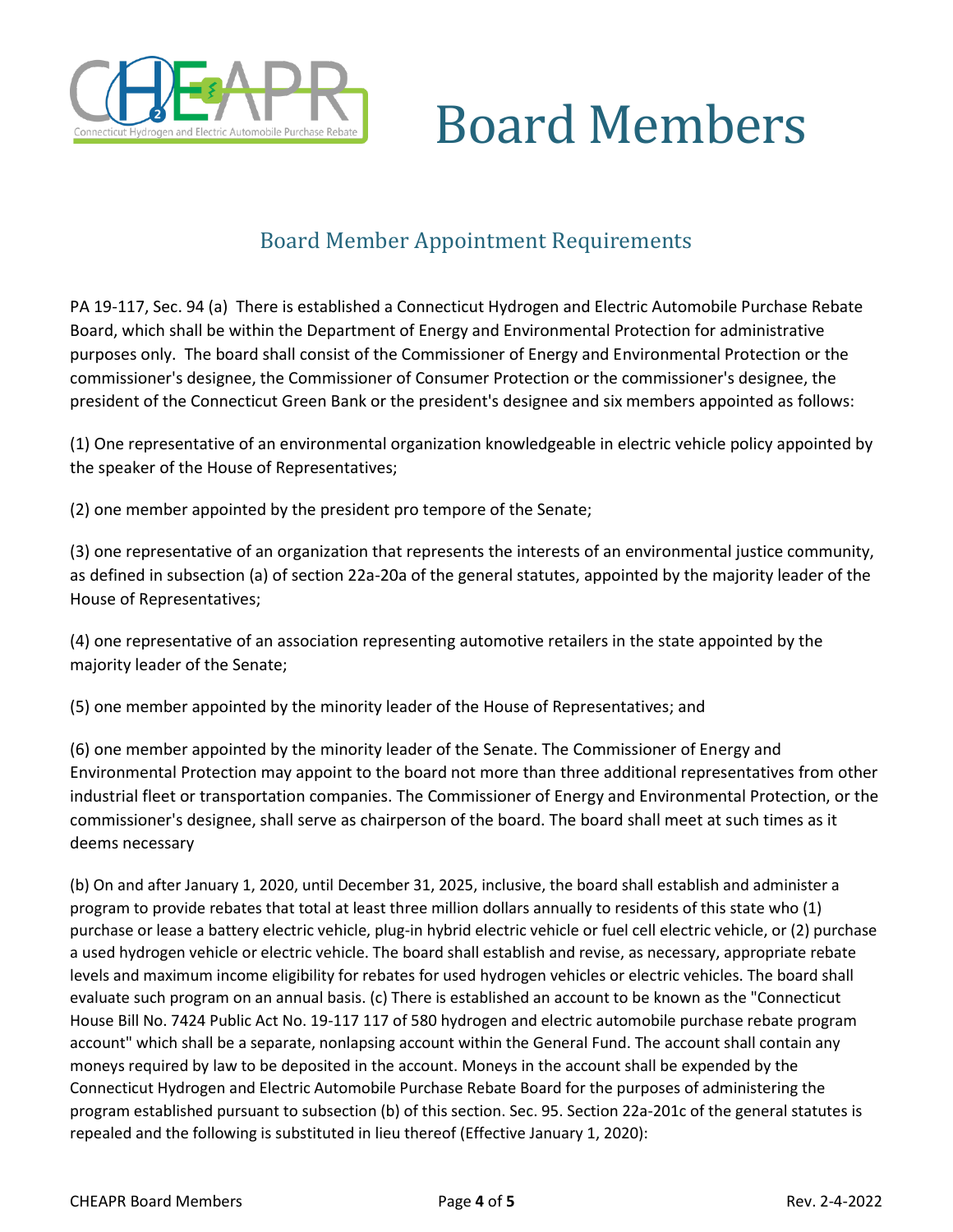# Board Members

## Board Member Appointment Requirements

PA 19-117, Sec. 94 (a) There is established a Connecticut Hydrogen and Electric Automobile Purchase Rebate Board, which shall be within the Department of Energy and Environmental Protection for administrative purposes only. The board shall consist of the Commissioner of Energy and Environmental Protection or the commissioner's designee, the Commissioner of Consumer Protection or the commissioner's designee, the president of the Connecticut Green Bank or the president's designee and six members appointed as follows:

(1) One representative of an environmental organization knowledgeable in electric vehicle policy appointed by the speaker of the House of Representatives;

(2) one member appointed by the president pro tempore of the Senate;

(3) one representative of an organization that represents the interests of an environmental justice community, as defined in subsection (a) of section 22a-20a of the general statutes, appointed by the majority leader of the House of Representatives;

(4) one representative of an association representing automotive retailers in the state appointed by the majority leader of the Senate;

(5) one member appointed by the minority leader of the House of Representatives; and

(6) one member appointed by the minority leader of the Senate. The Commissioner of Energy and Environmental Protection may appoint to the board not more than three additional representatives from other industrial fleet or transportation companies. The Commissioner of Energy and Environmental Protection, or the commissioner's designee, shall serve as chairperson of the board. The board shall meet at such times as it deems necessary

(b) On and after January 1, 2020, until December 31, 2025, inclusive, the board shall establish and administer a program to provide rebates that total at least three million dollars annually to residents of this state who (1) purchase or lease a battery electric vehicle, plug-in hybrid electric vehicle or fuel cell electric vehicle, or (2) purchase a used hydrogen vehicle or electric vehicle. The board shall establish and revise, as necessary, appropriate rebate levels and maximum income eligibility for rebates for used hydrogen vehicles or electric vehicles. The board shall evaluate such program on an annual basis. (c) There is established an account to be known as the "Connecticut House Bill No. 7424 Public Act No. 19-117 117 of 580 hydrogen and electric automobile purchase rebate program account" which shall be a separate, nonlapsing account within the General Fund. The account shall contain any moneys required by law to be deposited in the account. Moneys in the account shall be expended by the Connecticut Hydrogen and Electric Automobile Purchase Rebate Board for the purposes of administering the program established pursuant to subsection (b) of this section. Sec. 95. Section 22a-201c of the general statutes is repealed and the following is substituted in lieu thereof (Effective January 1, 2020):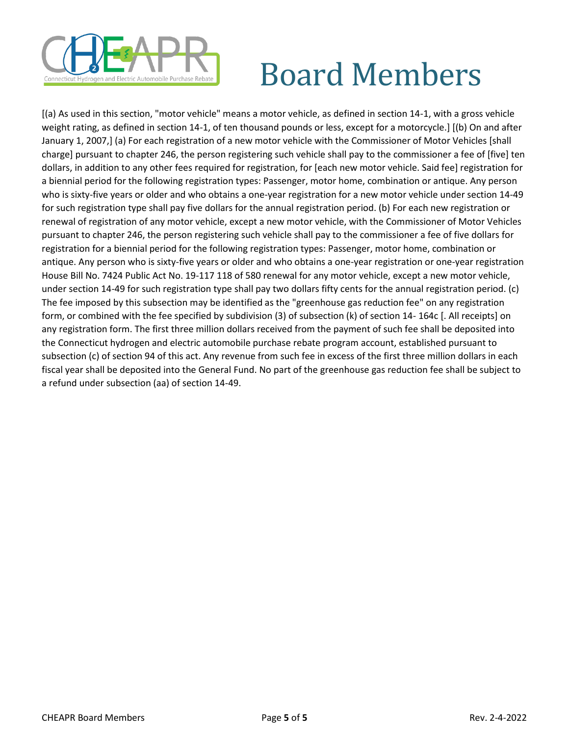# Board Members

[(a) As used in this section, "motor vehicle" means a motor vehicle, as defined in section 14-1, with a gross vehicle weight rating, as defined in section 14-1, of ten thousand pounds or less, except for a motorcycle.] [(b) On and after January 1, 2007,] (a) For each registration of a new motor vehicle with the Commissioner of Motor Vehicles [shall charge] pursuant to chapter 246, the person registering such vehicle shall pay to the commissioner a fee of [five] ten dollars, in addition to any other fees required for registration, for [each new motor vehicle. Said fee] registration for a biennial period for the following registration types: Passenger, motor home, combination or antique. Any person who is sixty-five years or older and who obtains a one-year registration for a new motor vehicle under section 14-49 for such registration type shall pay five dollars for the annual registration period. (b) For each new registration or renewal of registration of any motor vehicle, except a new motor vehicle, with the Commissioner of Motor Vehicles pursuant to chapter 246, the person registering such vehicle shall pay to the commissioner a fee of five dollars for registration for a biennial period for the following registration types: Passenger, motor home, combination or antique. Any person who is sixty-five years or older and who obtains a one-year registration or one-year registration House Bill No. 7424 Public Act No. 19-117 118 of 580 renewal for any motor vehicle, except a new motor vehicle, under section 14-49 for such registration type shall pay two dollars fifty cents for the annual registration period. (c) The fee imposed by this subsection may be identified as the "greenhouse gas reduction fee" on any registration form, or combined with the fee specified by subdivision (3) of subsection (k) of section 14- 164c [. All receipts] on any registration form. The first three million dollars received from the payment of such fee shall be deposited into the Connecticut hydrogen and electric automobile purchase rebate program account, established pursuant to subsection (c) of section 94 of this act. Any revenue from such fee in excess of the first three million dollars in each fiscal year shall be deposited into the General Fund. No part of the greenhouse gas reduction fee shall be subject to a refund under subsection (aa) of section 14-49.